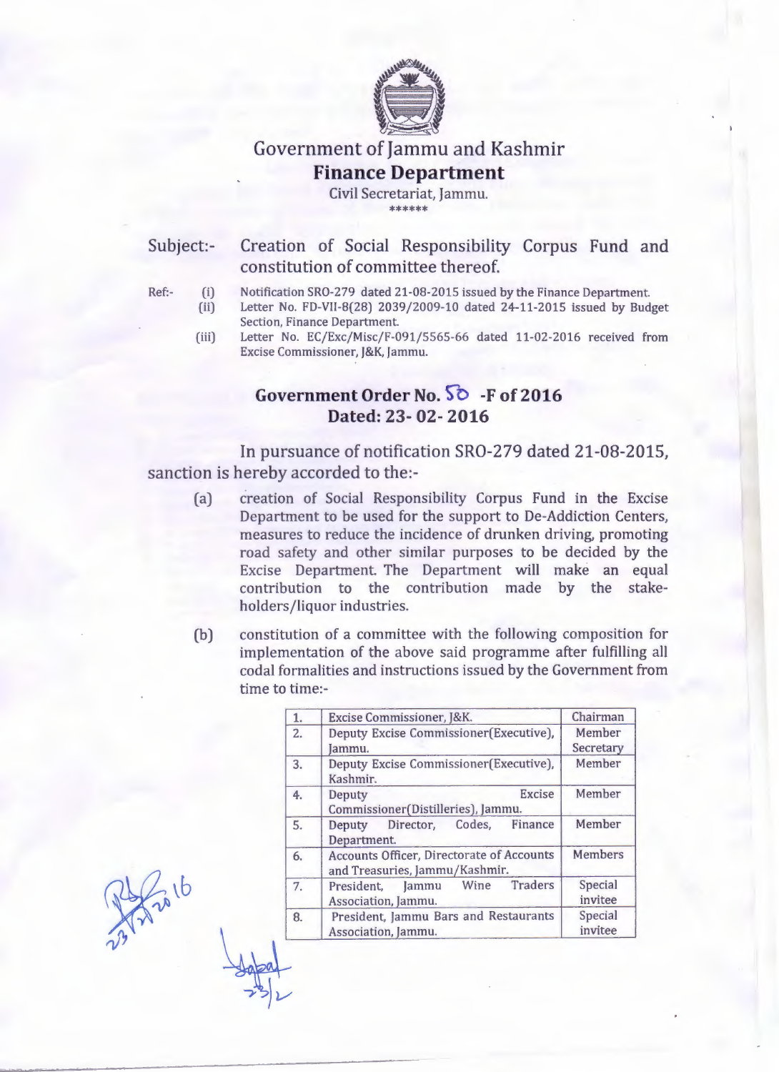# Government of Jammu and Kashmir

## Finance Department

Civil Secretariat, Jammu.

******

**Subject:-** Creation of Social Responsibility Corpus Fund and constitution of committee thereof.

Ref:-
- (i) Notification SRO-279 dated 21-08-2015 issued by the Finance Department.
- (ii) Letter No. FD-VII-8(28) 2039/2009-10 dated 24-11-2015 issued by Budget Section, Finance Department.
- (iii) Letter No. EC/Exc/Misc/F-091/5565-66 dated 11-02-2016 received from Excise Commissioner, J&K, Jammu.

### Government Order No. 50 -F of 2016
### Dated: 23- 02- 2016

In pursuance of notification SRO-279 dated 21-08-2015, sanction is hereby accorded to the:-

(a) creation of Social Responsibility Corpus Fund in the Excise Department to be used for the support to De-Addiction Centers, measures to reduce the incidence of drunken driving, promoting road safety and other similar purposes to be decided by the Excise Department. The Department will make an equal contribution to the contribution made by the stake-holders/liquor industries.

(b) constitution of a committee with the following composition for implementation of the above said programme after fulfilling all codal formalities and instructions issued by the Government from time to time:-

| | | |
|---|---|---|
| 1. | Excise Commissioner, J&K. | Chairman |
| 2. | Deputy Excise Commissioner(Executive), Jammu. | Member Secretary |
| 3. | Deputy Excise Commissioner(Executive), Kashmir. | Member |
| 4. | Deputy Excise Commissioner(Distilleries), Jammu. | Member |
| 5. | Deputy Director, Codes, Finance Department. | Member |
| 6. | Accounts Officer, Directorate of Accounts and Treasuries, Jammu/Kashmir. | Members |
| 7. | President, Jammu Wine Traders Association, Jammu. | Special invitee |
| 8. | President, Jammu Bars and Restaurants Association, Jammu. | Special invitee |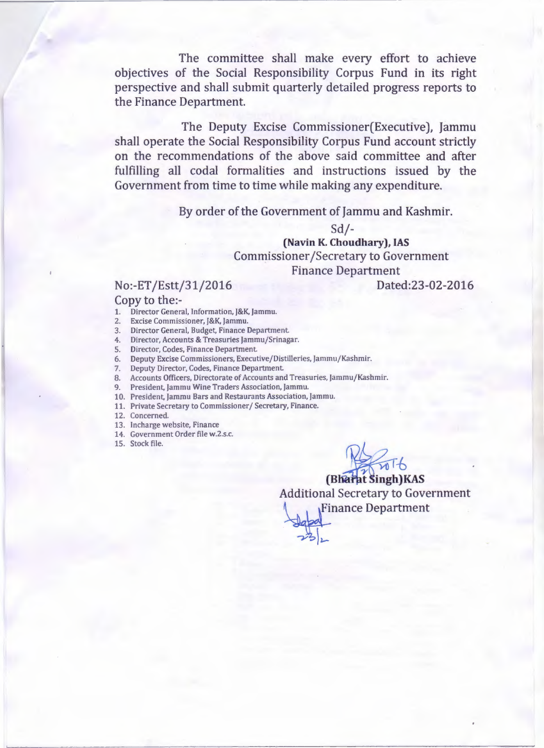The committee shall make every effort to achieve objectives of the Social Responsibility Corpus Fund in its right perspective and shall submit quarterly detailed progress reports to the Finance Department.

The Deputy Excise Commissioner(Executive), Jammu shall operate the Social Responsibility Corpus Fund account strictly on the recommendations of the above said committee and after fulfilling all codal formalities and instructions issued by the Government from time to time while making any expenditure.

By order of the Government of Jammu and Kashmir.

Sd/-

**(Navin K. Choudhary), IAS**
Commissioner/Secretary to Government
Finance Department

No:-ET/Estt/31/2016 Dated:23-02-2016

Copy to the:-

1. Director General, Information, J&K, Jammu.
2. Excise Commissioner, J&K, Jammu.
3. Director General, Budget, Finance Department.
4. Director, Accounts & Treasuries Jammu/Srinagar.
5. Director, Codes, Finance Department.
6. Deputy Excise Commissioners, Executive/Distilleries, Jammu/Kashmir.
7. Deputy Director, Codes, Finance Department.
8. Accounts Officers, Directorate of Accounts and Treasuries, Jammu/Kashmir.
9. President, Jammu Wine Traders Association, Jammu.
10. President, Jammu Bars and Restaurants Association, Jammu.
11. Private Secretary to Commissioner/ Secretary, Finance.
12. Concerned.
13. Incharge website, Finance
14. Government Order file w.2.s.c.
15. Stock file.

**(Bharat Singh)KAS**
Additional Secretary to Government
Finance Department